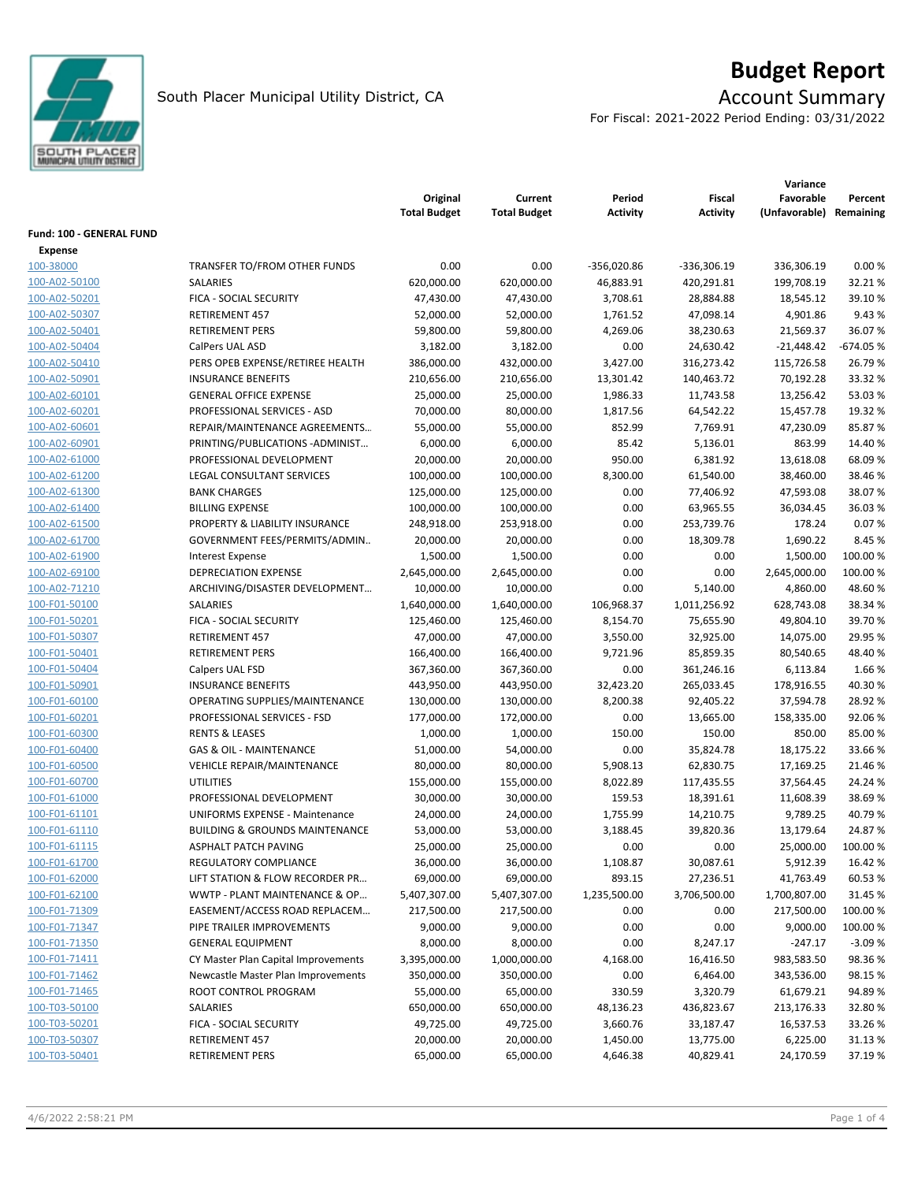# Budget Report

South Placer Municipal Utility District, CA

## Account Summary

For Fiscal: 2021-2022 Period Ending: 03/31/2022

| | | Original Total Budget | Current Total Budget | Period Activity | Fiscal Activity | Variance Favorable (Unfavorable) | Percent Remaining |
|---|---|---|---|---|---|---|---|
| **Fund: 100 - GENERAL FUND** | | | | | | | |
| **Expense** | | | | | | | |
| 100-38000 | TRANSFER TO/FROM OTHER FUNDS | 0.00 | 0.00 | -356,020.86 | -336,306.19 | 336,306.19 | 0.00 % |
| 100-A02-50100 | SALARIES | 620,000.00 | 620,000.00 | 46,883.91 | 420,291.81 | 199,708.19 | 32.21 % |
| 100-A02-50201 | FICA - SOCIAL SECURITY | 47,430.00 | 47,430.00 | 3,708.61 | 28,884.88 | 18,545.12 | 39.10 % |
| 100-A02-50307 | RETIREMENT 457 | 52,000.00 | 52,000.00 | 1,761.52 | 47,098.14 | 4,901.86 | 9.43 % |
| 100-A02-50401 | RETIREMENT PERS | 59,800.00 | 59,800.00 | 4,269.06 | 38,230.63 | 21,569.37 | 36.07 % |
| 100-A02-50404 | CalPers UAL ASD | 3,182.00 | 3,182.00 | 0.00 | 24,630.42 | -21,448.42 | -674.05 % |
| 100-A02-50410 | PERS OPEB EXPENSE/RETIREE HEALTH | 386,000.00 | 432,000.00 | 3,427.00 | 316,273.42 | 115,726.58 | 26.79 % |
| 100-A02-50901 | INSURANCE BENEFITS | 210,656.00 | 210,656.00 | 13,301.42 | 140,463.72 | 70,192.28 | 33.32 % |
| 100-A02-60101 | GENERAL OFFICE EXPENSE | 25,000.00 | 25,000.00 | 1,986.33 | 11,743.58 | 13,256.42 | 53.03 % |
| 100-A02-60201 | PROFESSIONAL SERVICES - ASD | 70,000.00 | 80,000.00 | 1,817.56 | 64,542.22 | 15,457.78 | 19.32 % |
| 100-A02-60601 | REPAIR/MAINTENANCE AGREEMENTS… | 55,000.00 | 55,000.00 | 852.99 | 7,769.91 | 47,230.09 | 85.87 % |
| 100-A02-60901 | PRINTING/PUBLICATIONS -ADMINIST… | 6,000.00 | 6,000.00 | 85.42 | 5,136.01 | 863.99 | 14.40 % |
| 100-A02-61000 | PROFESSIONAL DEVELOPMENT | 20,000.00 | 20,000.00 | 950.00 | 6,381.92 | 13,618.08 | 68.09 % |
| 100-A02-61200 | LEGAL CONSULTANT SERVICES | 100,000.00 | 100,000.00 | 8,300.00 | 61,540.00 | 38,460.00 | 38.46 % |
| 100-A02-61300 | BANK CHARGES | 125,000.00 | 125,000.00 | 0.00 | 77,406.92 | 47,593.08 | 38.07 % |
| 100-A02-61400 | BILLING EXPENSE | 100,000.00 | 100,000.00 | 0.00 | 63,965.55 | 36,034.45 | 36.03 % |
| 100-A02-61500 | PROPERTY & LIABILITY INSURANCE | 248,918.00 | 253,918.00 | 0.00 | 253,739.76 | 178.24 | 0.07 % |
| 100-A02-61700 | GOVERNMENT FEES/PERMITS/ADMIN.. | 20,000.00 | 20,000.00 | 0.00 | 18,309.78 | 1,690.22 | 8.45 % |
| 100-A02-61900 | Interest Expense | 1,500.00 | 1,500.00 | 0.00 | 0.00 | 1,500.00 | 100.00 % |
| 100-A02-69100 | DEPRECIATION EXPENSE | 2,645,000.00 | 2,645,000.00 | 0.00 | 0.00 | 2,645,000.00 | 100.00 % |
| 100-A02-71210 | ARCHIVING/DISASTER DEVELOPMENT… | 10,000.00 | 10,000.00 | 0.00 | 5,140.00 | 4,860.00 | 48.60 % |
| 100-F01-50100 | SALARIES | 1,640,000.00 | 1,640,000.00 | 106,968.37 | 1,011,256.92 | 628,743.08 | 38.34 % |
| 100-F01-50201 | FICA - SOCIAL SECURITY | 125,460.00 | 125,460.00 | 8,154.70 | 75,655.90 | 49,804.10 | 39.70 % |
| 100-F01-50307 | RETIREMENT 457 | 47,000.00 | 47,000.00 | 3,550.00 | 32,925.00 | 14,075.00 | 29.95 % |
| 100-F01-50401 | RETIREMENT PERS | 166,400.00 | 166,400.00 | 9,721.96 | 85,859.35 | 80,540.65 | 48.40 % |
| 100-F01-50404 | Calpers UAL FSD | 367,360.00 | 367,360.00 | 0.00 | 361,246.16 | 6,113.84 | 1.66 % |
| 100-F01-50901 | INSURANCE BENEFITS | 443,950.00 | 443,950.00 | 32,423.20 | 265,033.45 | 178,916.55 | 40.30 % |
| 100-F01-60100 | OPERATING SUPPLIES/MAINTENANCE | 130,000.00 | 130,000.00 | 8,200.38 | 92,405.22 | 37,594.78 | 28.92 % |
| 100-F01-60201 | PROFESSIONAL SERVICES - FSD | 177,000.00 | 172,000.00 | 0.00 | 13,665.00 | 158,335.00 | 92.06 % |
| 100-F01-60300 | RENTS & LEASES | 1,000.00 | 1,000.00 | 150.00 | 150.00 | 850.00 | 85.00 % |
| 100-F01-60400 | GAS & OIL - MAINTENANCE | 51,000.00 | 54,000.00 | 0.00 | 35,824.78 | 18,175.22 | 33.66 % |
| 100-F01-60500 | VEHICLE REPAIR/MAINTENANCE | 80,000.00 | 80,000.00 | 5,908.13 | 62,830.75 | 17,169.25 | 21.46 % |
| 100-F01-60700 | UTILITIES | 155,000.00 | 155,000.00 | 8,022.89 | 117,435.55 | 37,564.45 | 24.24 % |
| 100-F01-61000 | PROFESSIONAL DEVELOPMENT | 30,000.00 | 30,000.00 | 159.53 | 18,391.61 | 11,608.39 | 38.69 % |
| 100-F01-61101 | UNIFORMS EXPENSE - Maintenance | 24,000.00 | 24,000.00 | 1,755.99 | 14,210.75 | 9,789.25 | 40.79 % |
| 100-F01-61110 | BUILDING & GROUNDS MAINTENANCE | 53,000.00 | 53,000.00 | 3,188.45 | 39,820.36 | 13,179.64 | 24.87 % |
| 100-F01-61115 | ASPHALT PATCH PAVING | 25,000.00 | 25,000.00 | 0.00 | 0.00 | 25,000.00 | 100.00 % |
| 100-F01-61700 | REGULATORY COMPLIANCE | 36,000.00 | 36,000.00 | 1,108.87 | 30,087.61 | 5,912.39 | 16.42 % |
| 100-F01-62000 | LIFT STATION & FLOW RECORDER PR… | 69,000.00 | 69,000.00 | 893.15 | 27,236.51 | 41,763.49 | 60.53 % |
| 100-F01-62100 | WWTP - PLANT MAINTENANCE & OP… | 5,407,307.00 | 5,407,307.00 | 1,235,500.00 | 3,706,500.00 | 1,700,807.00 | 31.45 % |
| 100-F01-71309 | EASEMENT/ACCESS ROAD REPLACEM… | 217,500.00 | 217,500.00 | 0.00 | 0.00 | 217,500.00 | 100.00 % |
| 100-F01-71347 | PIPE TRAILER IMPROVEMENTS | 9,000.00 | 9,000.00 | 0.00 | 0.00 | 9,000.00 | 100.00 % |
| 100-F01-71350 | GENERAL EQUIPMENT | 8,000.00 | 8,000.00 | 0.00 | 8,247.17 | -247.17 | -3.09 % |
| 100-F01-71411 | CY Master Plan Capital Improvements | 3,395,000.00 | 1,000,000.00 | 4,168.00 | 16,416.50 | 983,583.50 | 98.36 % |
| 100-F01-71462 | Newcastle Master Plan Improvements | 350,000.00 | 350,000.00 | 0.00 | 6,464.00 | 343,536.00 | 98.15 % |
| 100-F01-71465 | ROOT CONTROL PROGRAM | 55,000.00 | 65,000.00 | 330.59 | 3,320.79 | 61,679.21 | 94.89 % |
| 100-T03-50100 | SALARIES | 650,000.00 | 650,000.00 | 48,136.23 | 436,823.67 | 213,176.33 | 32.80 % |
| 100-T03-50201 | FICA - SOCIAL SECURITY | 49,725.00 | 49,725.00 | 3,660.76 | 33,187.47 | 16,537.53 | 33.26 % |
| 100-T03-50307 | RETIREMENT 457 | 20,000.00 | 20,000.00 | 1,450.00 | 13,775.00 | 6,225.00 | 31.13 % |
| 100-T03-50401 | RETIREMENT PERS | 65,000.00 | 65,000.00 | 4,646.38 | 40,829.41 | 24,170.59 | 37.19 % |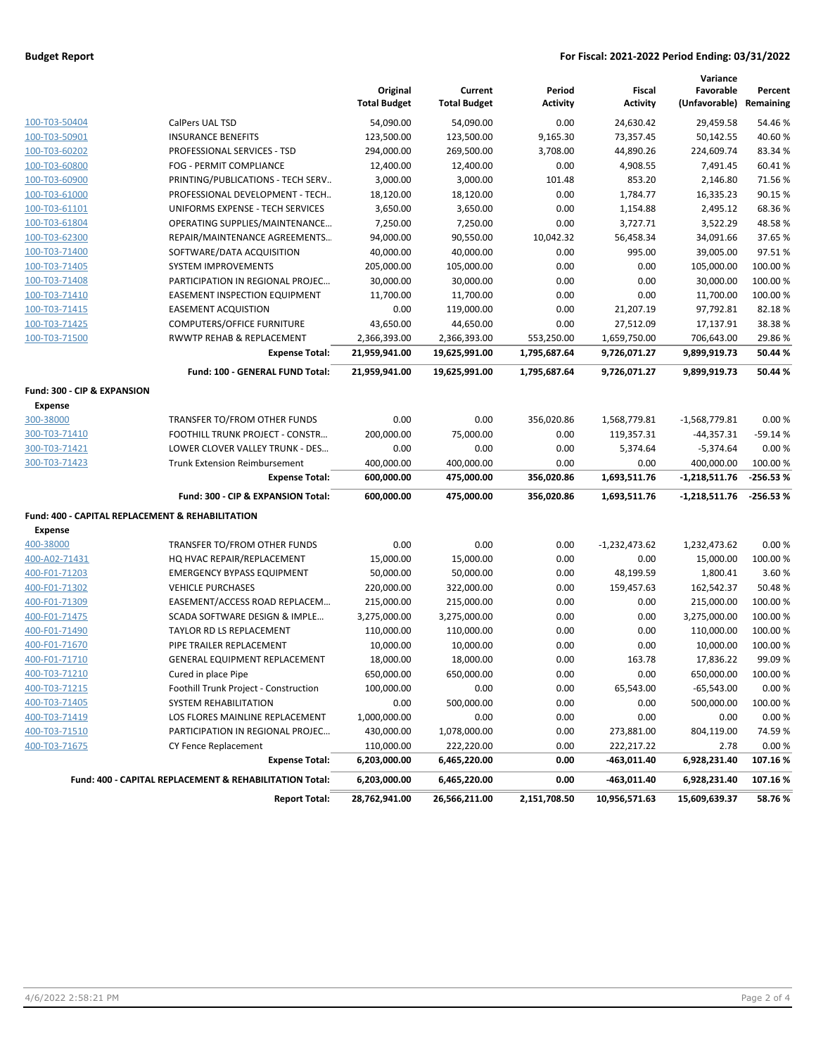**Budget Report** | **For Fiscal: 2021-2022 Period Ending: 03/31/2022**

| | | Original Total Budget | Current Total Budget | Period Activity | Fiscal Activity | Variance Favorable (Unfavorable) | Percent Remaining |
|---|---|---|---|---|---|---|---|
| 100-T03-50404 | CalPers UAL TSD | 54,090.00 | 54,090.00 | 0.00 | 24,630.42 | 29,459.58 | 54.46 % |
| 100-T03-50901 | INSURANCE BENEFITS | 123,500.00 | 123,500.00 | 9,165.30 | 73,357.45 | 50,142.55 | 40.60 % |
| 100-T03-60202 | PROFESSIONAL SERVICES - TSD | 294,000.00 | 269,500.00 | 3,708.00 | 44,890.26 | 224,609.74 | 83.34 % |
| 100-T03-60800 | FOG - PERMIT COMPLIANCE | 12,400.00 | 12,400.00 | 0.00 | 4,908.55 | 7,491.45 | 60.41 % |
| 100-T03-60900 | PRINTING/PUBLICATIONS - TECH SERV.. | 3,000.00 | 3,000.00 | 101.48 | 853.20 | 2,146.80 | 71.56 % |
| 100-T03-61000 | PROFESSIONAL DEVELOPMENT - TECH.. | 18,120.00 | 18,120.00 | 0.00 | 1,784.77 | 16,335.23 | 90.15 % |
| 100-T03-61101 | UNIFORMS EXPENSE - TECH SERVICES | 3,650.00 | 3,650.00 | 0.00 | 1,154.88 | 2,495.12 | 68.36 % |
| 100-T03-61804 | OPERATING SUPPLIES/MAINTENANCE... | 7,250.00 | 7,250.00 | 0.00 | 3,727.71 | 3,522.29 | 48.58 % |
| 100-T03-62300 | REPAIR/MAINTENANCE AGREEMENTS... | 94,000.00 | 90,550.00 | 10,042.32 | 56,458.34 | 34,091.66 | 37.65 % |
| 100-T03-71400 | SOFTWARE/DATA ACQUISITION | 40,000.00 | 40,000.00 | 0.00 | 995.00 | 39,005.00 | 97.51 % |
| 100-T03-71405 | SYSTEM IMPROVEMENTS | 205,000.00 | 105,000.00 | 0.00 | 0.00 | 105,000.00 | 100.00 % |
| 100-T03-71408 | PARTICIPATION IN REGIONAL PROJEC... | 30,000.00 | 30,000.00 | 0.00 | 0.00 | 30,000.00 | 100.00 % |
| 100-T03-71410 | EASEMENT INSPECTION EQUIPMENT | 11,700.00 | 11,700.00 | 0.00 | 0.00 | 11,700.00 | 100.00 % |
| 100-T03-71415 | EASEMENT ACQUISTION | 0.00 | 119,000.00 | 0.00 | 21,207.19 | 97,792.81 | 82.18 % |
| 100-T03-71425 | COMPUTERS/OFFICE FURNITURE | 43,650.00 | 44,650.00 | 0.00 | 27,512.09 | 17,137.91 | 38.38 % |
| 100-T03-71500 | RWWTP REHAB & REPLACEMENT | 2,366,393.00 | 2,366,393.00 | 553,250.00 | 1,659,750.00 | 706,643.00 | 29.86 % |
| | **Expense Total:** | **21,959,941.00** | **19,625,991.00** | **1,795,687.64** | **9,726,071.27** | **9,899,919.73** | **50.44 %** |
| | **Fund: 100 - GENERAL FUND Total:** | **21,959,941.00** | **19,625,991.00** | **1,795,687.64** | **9,726,071.27** | **9,899,919.73** | **50.44 %** |
| **Fund: 300 - CIP & EXPANSION** | | | | | | | |
| **Expense** | | | | | | | |
| 300-38000 | TRANSFER TO/FROM OTHER FUNDS | 0.00 | 0.00 | 356,020.86 | 1,568,779.81 | -1,568,779.81 | 0.00 % |
| 300-T03-71410 | FOOTHILL TRUNK PROJECT - CONSTR... | 200,000.00 | 75,000.00 | 0.00 | 119,357.31 | -44,357.31 | -59.14 % |
| 300-T03-71421 | LOWER CLOVER VALLEY TRUNK - DES... | 0.00 | 0.00 | 0.00 | 5,374.64 | -5,374.64 | 0.00 % |
| 300-T03-71423 | Trunk Extension Reimbursement | 400,000.00 | 400,000.00 | 0.00 | 0.00 | 400,000.00 | 100.00 % |
| | **Expense Total:** | **600,000.00** | **475,000.00** | **356,020.86** | **1,693,511.76** | **-1,218,511.76** | **-256.53 %** |
| | **Fund: 300 - CIP & EXPANSION Total:** | **600,000.00** | **475,000.00** | **356,020.86** | **1,693,511.76** | **-1,218,511.76** | **-256.53 %** |
| **Fund: 400 - CAPITAL REPLACEMENT & REHABILITATION** | | | | | | | |
| **Expense** | | | | | | | |
| 400-38000 | TRANSFER TO/FROM OTHER FUNDS | 0.00 | 0.00 | 0.00 | -1,232,473.62 | 1,232,473.62 | 0.00 % |
| 400-A02-71431 | HQ HVAC REPAIR/REPLACEMENT | 15,000.00 | 15,000.00 | 0.00 | 0.00 | 15,000.00 | 100.00 % |
| 400-F01-71203 | EMERGENCY BYPASS EQUIPMENT | 50,000.00 | 50,000.00 | 0.00 | 48,199.59 | 1,800.41 | 3.60 % |
| 400-F01-71302 | VEHICLE PURCHASES | 220,000.00 | 322,000.00 | 0.00 | 159,457.63 | 162,542.37 | 50.48 % |
| 400-F01-71309 | EASEMENT/ACCESS ROAD REPLACEM... | 215,000.00 | 215,000.00 | 0.00 | 0.00 | 215,000.00 | 100.00 % |
| 400-F01-71475 | SCADA SOFTWARE DESIGN & IMPLE... | 3,275,000.00 | 3,275,000.00 | 0.00 | 0.00 | 3,275,000.00 | 100.00 % |
| 400-F01-71490 | TAYLOR RD LS REPLACEMENT | 110,000.00 | 110,000.00 | 0.00 | 0.00 | 110,000.00 | 100.00 % |
| 400-F01-71670 | PIPE TRAILER REPLACEMENT | 10,000.00 | 10,000.00 | 0.00 | 0.00 | 10,000.00 | 100.00 % |
| 400-F01-71710 | GENERAL EQUIPMENT REPLACEMENT | 18,000.00 | 18,000.00 | 0.00 | 163.78 | 17,836.22 | 99.09 % |
| 400-T03-71210 | Cured in place Pipe | 650,000.00 | 650,000.00 | 0.00 | 0.00 | 650,000.00 | 100.00 % |
| 400-T03-71215 | Foothill Trunk Project - Construction | 100,000.00 | 0.00 | 0.00 | 65,543.00 | -65,543.00 | 0.00 % |
| 400-T03-71405 | SYSTEM REHABILITATION | 0.00 | 500,000.00 | 0.00 | 0.00 | 500,000.00 | 100.00 % |
| 400-T03-71419 | LOS FLORES MAINLINE REPLACEMENT | 1,000,000.00 | 0.00 | 0.00 | 0.00 | 0.00 | 0.00 % |
| 400-T03-71510 | PARTICIPATION IN REGIONAL PROJEC... | 430,000.00 | 1,078,000.00 | 0.00 | 273,881.00 | 804,119.00 | 74.59 % |
| 400-T03-71675 | CY Fence Replacement | 110,000.00 | 222,220.00 | 0.00 | 222,217.22 | 2.78 | 0.00 % |
| | **Expense Total:** | **6,203,000.00** | **6,465,220.00** | **0.00** | **-463,011.40** | **6,928,231.40** | **107.16 %** |
| | **Fund: 400 - CAPITAL REPLACEMENT & REHABILITATION Total:** | **6,203,000.00** | **6,465,220.00** | **0.00** | **-463,011.40** | **6,928,231.40** | **107.16 %** |
| | **Report Total:** | **28,762,941.00** | **26,566,211.00** | **2,151,708.50** | **10,956,571.63** | **15,609,639.37** | **58.76 %** |

4/6/2022 2:58:21 PM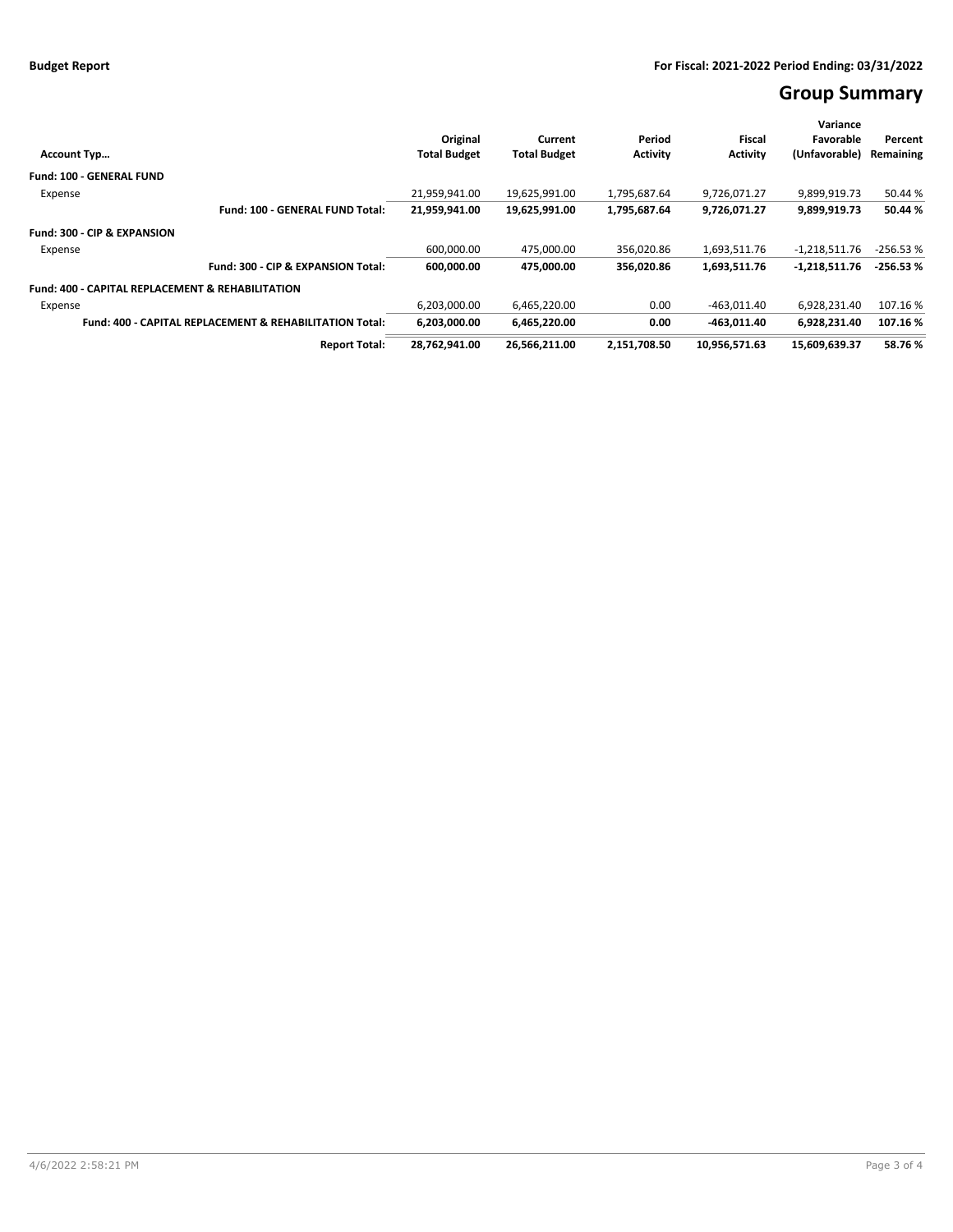**Budget Report**

**For Fiscal: 2021-2022 Period Ending: 03/31/2022**

# Group Summary

| Account Typ… | Original Total Budget | Current Total Budget | Period Activity | Fiscal Activity | Variance Favorable (Unfavorable) | Percent Remaining |
|---|---|---|---|---|---|---|
| **Fund: 100 - GENERAL FUND** | | | | | | |
| Expense | 21,959,941.00 | 19,625,991.00 | 1,795,687.64 | 9,726,071.27 | 9,899,919.73 | 50.44 % |
| **Fund: 100 - GENERAL FUND Total:** | **21,959,941.00** | **19,625,991.00** | **1,795,687.64** | **9,726,071.27** | **9,899,919.73** | **50.44 %** |
| **Fund: 300 - CIP & EXPANSION** | | | | | | |
| Expense | 600,000.00 | 475,000.00 | 356,020.86 | 1,693,511.76 | -1,218,511.76 | -256.53 % |
| **Fund: 300 - CIP & EXPANSION Total:** | **600,000.00** | **475,000.00** | **356,020.86** | **1,693,511.76** | **-1,218,511.76** | **-256.53 %** |
| **Fund: 400 - CAPITAL REPLACEMENT & REHABILITATION** | | | | | | |
| Expense | 6,203,000.00 | 6,465,220.00 | 0.00 | -463,011.40 | 6,928,231.40 | 107.16 % |
| **Fund: 400 - CAPITAL REPLACEMENT & REHABILITATION Total:** | **6,203,000.00** | **6,465,220.00** | **0.00** | **-463,011.40** | **6,928,231.40** | **107.16 %** |
| **Report Total:** | **28,762,941.00** | **26,566,211.00** | **2,151,708.50** | **10,956,571.63** | **15,609,639.37** | **58.76 %** |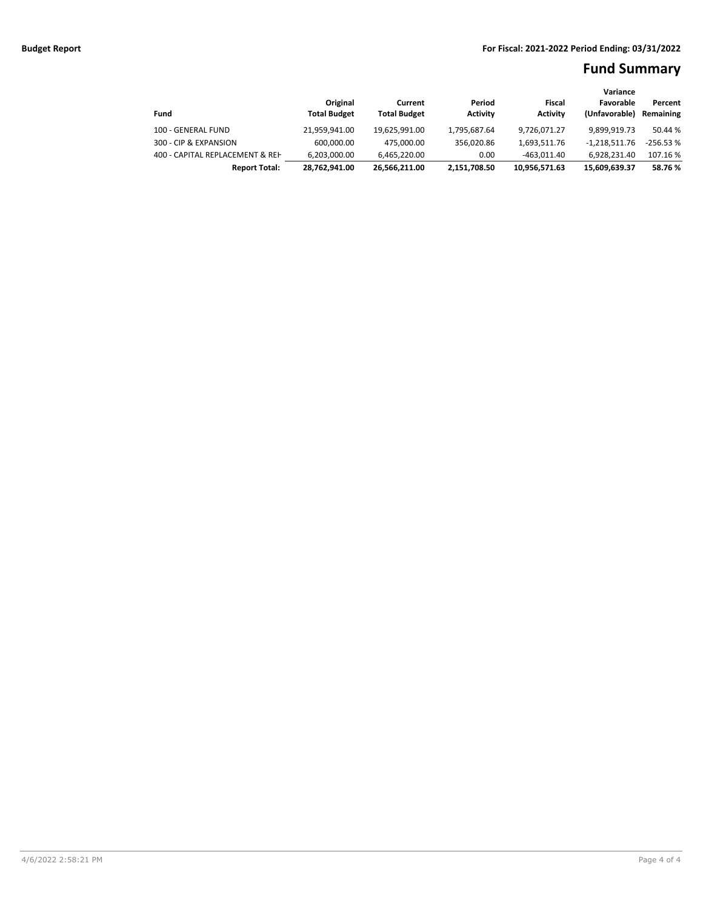**Budget Report** **For Fiscal: 2021-2022 Period Ending: 03/31/2022**

# Fund Summary

| Fund | Original Total Budget | Current Total Budget | Period Activity | Fiscal Activity | Variance Favorable (Unfavorable) | Percent Remaining |
|---|---|---|---|---|---|---|
| 100 - GENERAL FUND | 21,959,941.00 | 19,625,991.00 | 1,795,687.64 | 9,726,071.27 | 9,899,919.73 | 50.44 % |
| 300 - CIP & EXPANSION | 600,000.00 | 475,000.00 | 356,020.86 | 1,693,511.76 | -1,218,511.76 | -256.53 % |
| 400 - CAPITAL REPLACEMENT & REH | 6,203,000.00 | 6,465,220.00 | 0.00 | -463,011.40 | 6,928,231.40 | 107.16 % |
| **Report Total:** | **28,762,941.00** | **26,566,211.00** | **2,151,708.50** | **10,956,571.63** | **15,609,639.37** | **58.76 %** |